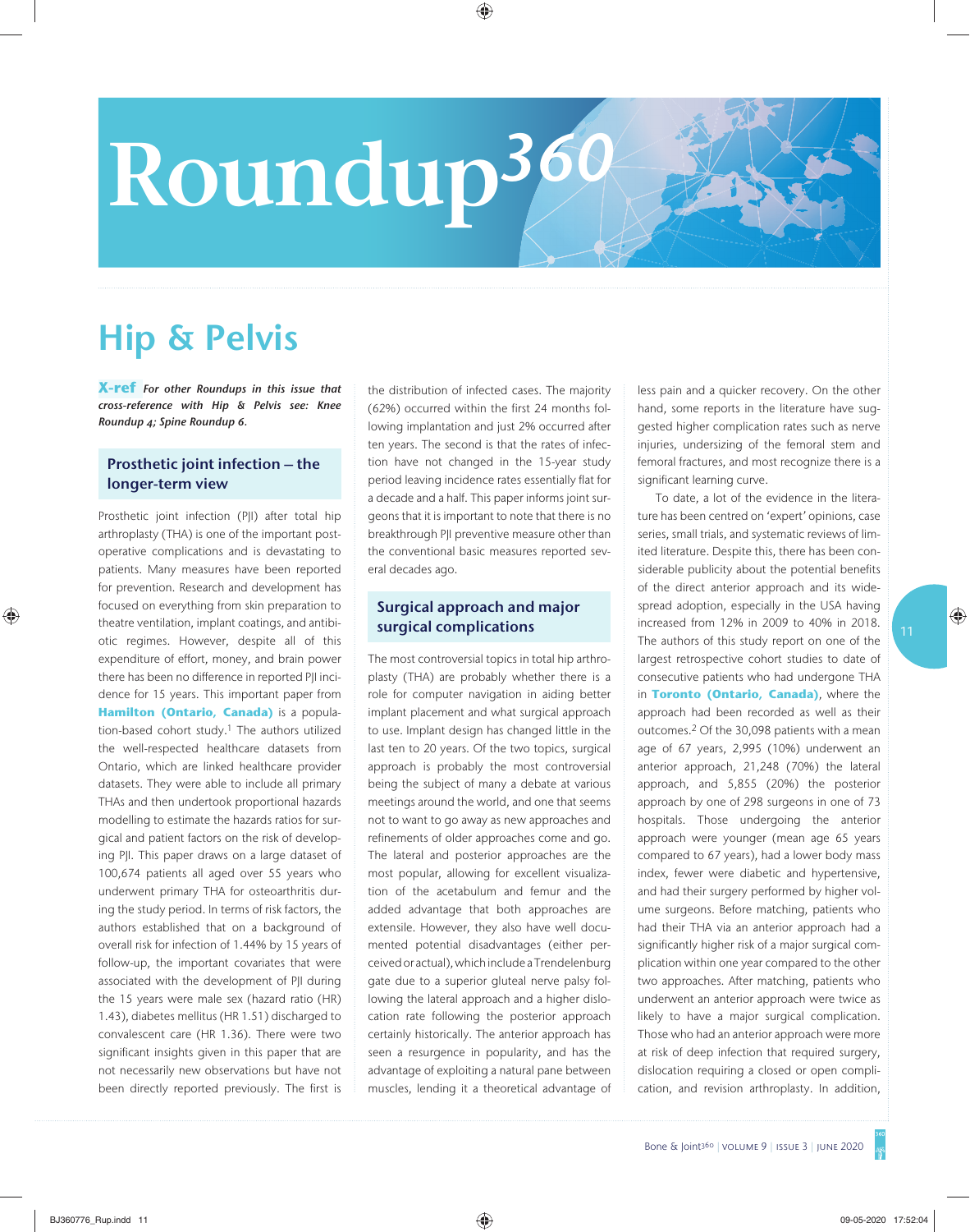# Roundup[360]

## Hip & Pelvis

***X-ref** For other Roundups in this issue that cross-reference with Hip & Pelvis see: Knee Roundup 4; Spine Roundup 6.*

### Prosthetic joint infection – the longer-term view

Prosthetic joint infection (PJI) after total hip arthroplasty (THA) is one of the important postoperative complications and is devastating to patients. Many measures have been reported for prevention. Research and development has focused on everything from skin preparation to theatre ventilation, implant coatings, and antibiotic regimes. However, despite all of this expenditure of effort, money, and brain power there has been no difference in reported PJI incidence for 15 years. This important paper from **Hamilton (Ontario, Canada)** is a population-based cohort study.[1] The authors utilized the well-respected healthcare datasets from Ontario, which are linked healthcare provider datasets. They were able to include all primary THAs and then undertook proportional hazards modelling to estimate the hazards ratios for surgical and patient factors on the risk of developing PJI. This paper draws on a large dataset of 100,674 patients all aged over 55 years who underwent primary THA for osteoarthritis during the study period. In terms of risk factors, the authors established that on a background of overall risk for infection of 1.44% by 15 years of follow-up, the important covariates that were associated with the development of PJI during the 15 years were male sex (hazard ratio (HR) 1.43), diabetes mellitus (HR 1.51) discharged to convalescent care (HR 1.36). There were two significant insights given in this paper that are not necessarily new observations but have not been directly reported previously. The first is the distribution of infected cases. The majority (62%) occurred within the first 24 months following implantation and just 2% occurred after ten years. The second is that the rates of infection have not changed in the 15-year study period leaving incidence rates essentially flat for a decade and a half. This paper informs joint surgeons that it is important to note that there is no breakthrough PJI preventive measure other than the conventional basic measures reported several decades ago.

### Surgical approach and major surgical complications

The most controversial topics in total hip arthroplasty (THA) are probably whether there is a role for computer navigation in aiding better implant placement and what surgical approach to use. Implant design has changed little in the last ten to 20 years. Of the two topics, surgical approach is probably the most controversial being the subject of many a debate at various meetings around the world, and one that seems not to want to go away as new approaches and refinements of older approaches come and go. The lateral and posterior approaches are the most popular, allowing for excellent visualization of the acetabulum and femur and the added advantage that both approaches are extensile. However, they also have well documented potential disadvantages (either perceived or actual), which include a Trendelenburg gate due to a superior gluteal nerve palsy following the lateral approach and a higher dislocation rate following the posterior approach certainly historically. The anterior approach has seen a resurgence in popularity, and has the advantage of exploiting a natural pane between muscles, lending it a theoretical advantage of less pain and a quicker recovery. On the other hand, some reports in the literature have suggested higher complication rates such as nerve injuries, undersizing of the femoral stem and femoral fractures, and most recognize there is a significant learning curve.

To date, a lot of the evidence in the literature has been centred on 'expert' opinions, case series, small trials, and systematic reviews of limited literature. Despite this, there has been considerable publicity about the potential benefits of the direct anterior approach and its widespread adoption, especially in the USA having increased from 12% in 2009 to 40% in 2018. The authors of this study report on one of the largest retrospective cohort studies to date of consecutive patients who had undergone THA in **Toronto (Ontario, Canada)**, where the approach had been recorded as well as their outcomes.[2] Of the 30,098 patients with a mean age of 67 years, 2,995 (10%) underwent an anterior approach, 21,248 (70%) the lateral approach, and 5,855 (20%) the posterior approach by one of 298 surgeons in one of 73 hospitals. Those undergoing the anterior approach were younger (mean age 65 years compared to 67 years), had a lower body mass index, fewer were diabetic and hypertensive, and had their surgery performed by higher volume surgeons. Before matching, patients who had their THA via an anterior approach had a significantly higher risk of a major surgical complication within one year compared to the other two approaches. After matching, patients who underwent an anterior approach were twice as likely to have a major surgical complication. Those who had an anterior approach were more at risk of deep infection that required surgery, dislocation requiring a closed or open complication, and revision arthroplasty. In addition,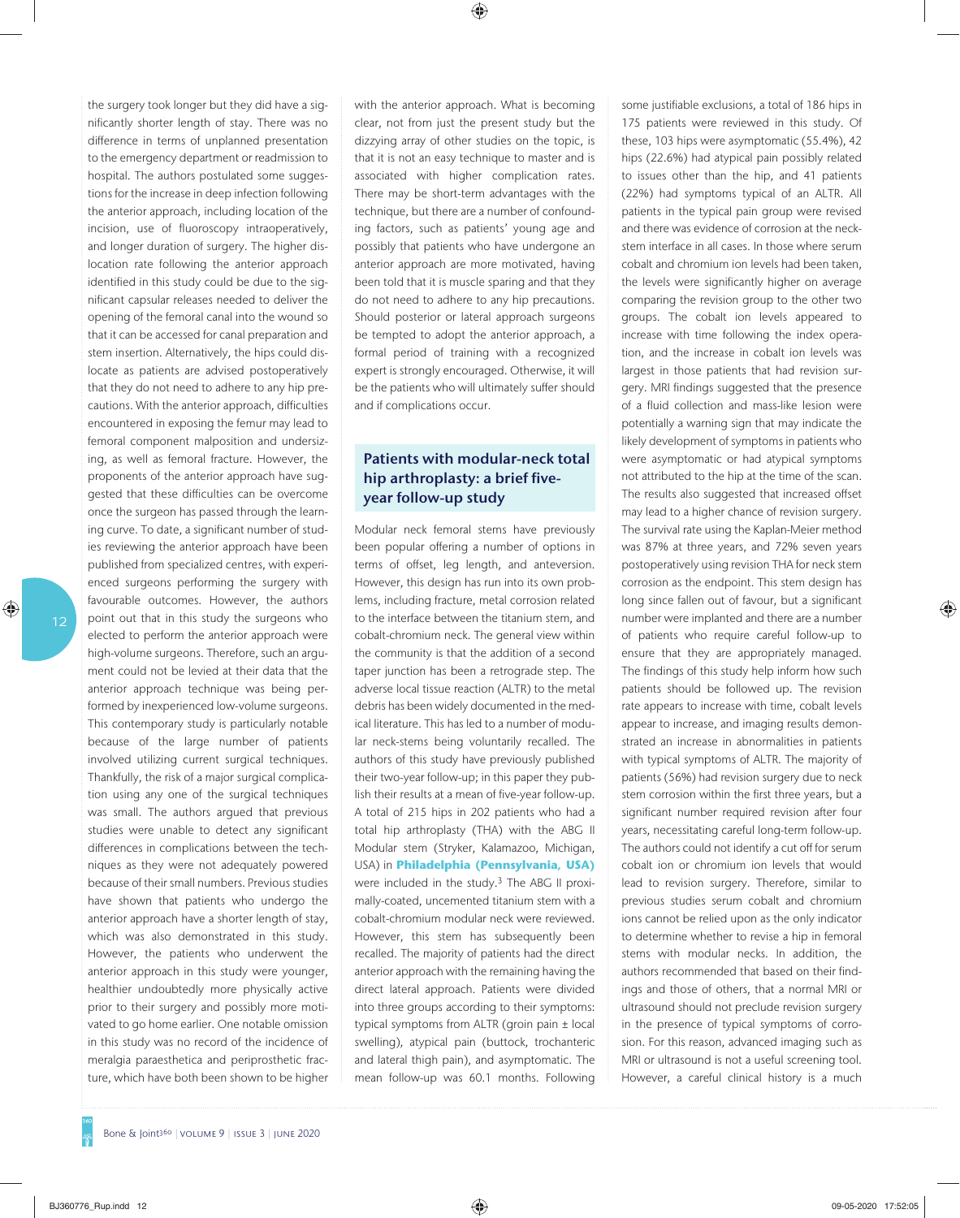the surgery took longer but they did have a significantly shorter length of stay. There was no difference in terms of unplanned presentation to the emergency department or readmission to hospital. The authors postulated some suggestions for the increase in deep infection following the anterior approach, including location of the incision, use of fluoroscopy intraoperatively, and longer duration of surgery. The higher dislocation rate following the anterior approach identified in this study could be due to the significant capsular releases needed to deliver the opening of the femoral canal into the wound so that it can be accessed for canal preparation and stem insertion. Alternatively, the hips could dislocate as patients are advised postoperatively that they do not need to adhere to any hip precautions. With the anterior approach, difficulties encountered in exposing the femur may lead to femoral component malposition and undersizing, as well as femoral fracture. However, the proponents of the anterior approach have suggested that these difficulties can be overcome once the surgeon has passed through the learning curve. To date, a significant number of studies reviewing the anterior approach have been published from specialized centres, with experienced surgeons performing the surgery with favourable outcomes. However, the authors point out that in this study the surgeons who elected to perform the anterior approach were high-volume surgeons. Therefore, such an argument could not be levied at their data that the anterior approach technique was being performed by inexperienced low-volume surgeons. This contemporary study is particularly notable because of the large number of patients involved utilizing current surgical techniques. Thankfully, the risk of a major surgical complication using any one of the surgical techniques was small. The authors argued that previous studies were unable to detect any significant differences in complications between the techniques as they were not adequately powered because of their small numbers. Previous studies have shown that patients who undergo the anterior approach have a shorter length of stay, which was also demonstrated in this study. However, the patients who underwent the anterior approach in this study were younger, healthier undoubtedly more physically active prior to their surgery and possibly more motivated to go home earlier. One notable omission in this study was no record of the incidence of meralgia paraesthetica and periprosthetic fracture, which have both been shown to be higher with the anterior approach. What is becoming clear, not from just the present study but the dizzying array of other studies on the topic, is that it is not an easy technique to master and is associated with higher complication rates. There may be short-term advantages with the technique, but there are a number of confounding factors, such as patients' young age and possibly that patients who have undergone an anterior approach are more motivated, having been told that it is muscle sparing and that they do not need to adhere to hip precautions. Should posterior or lateral approach surgeons be tempted to adopt the anterior approach, a formal period of training with a recognized expert is strongly encouraged. Otherwise, it will be the patients who will ultimately suffer should and if complications occur.

## Patients with modular-neck total hip arthroplasty: a brief five-year follow-up study

Modular neck femoral stems have previously been popular offering a number of options in terms of offset, leg length, and anteversion. However, this design has run into its own problems, including fracture, metal corrosion related to the interface between the titanium stem, and cobalt-chromium neck. The general view within the community is that the addition of a second taper junction has been a retrograde step. The adverse local tissue reaction (ALTR) to the metal debris has been widely documented in the medical literature. This has led to a number of modular neck-stems being voluntarily recalled. The authors of this study have previously published their two-year follow-up; in this paper they publish their results at a mean of five-year follow-up. A total of 215 hips in 202 patients who had a total hip arthroplasty (THA) with the ABG II Modular stem (Stryker, Kalamazoo, Michigan, USA) in **Philadelphia (Pennsylvania, USA)** were included in the study.[3] The ABG II proximally-coated, uncemented titanium stem with a cobalt-chromium modular neck were reviewed. However, this stem has subsequently been recalled. The majority of patients had the direct anterior approach with the remaining having the direct lateral approach. Patients were divided into three groups according to their symptoms: typical symptoms from ALTR (groin pain ± local swelling), atypical pain (buttock, trochanteric and lateral thigh pain), and asymptomatic. The mean follow-up was 60.1 months. Following some justifiable exclusions, a total of 186 hips in 175 patients were reviewed in this study. Of these, 103 hips were asymptomatic (55.4%), 42 hips (22.6%) had atypical pain possibly related to issues other than the hip, and 41 patients (22%) had symptoms typical of an ALTR. All patients in the typical pain group were revised and there was evidence of corrosion at the neck-stem interface in all cases. In those where serum cobalt and chromium ion levels had been taken, the levels were significantly higher on average comparing the revision group to the other two groups. The cobalt ion levels appeared to increase with time following the index operation, and the increase in cobalt ion levels was largest in those patients that had revision surgery. MRI findings suggested that the presence of a fluid collection and mass-like lesion were potentially a warning sign that may indicate the likely development of symptoms in patients who were asymptomatic or had atypical symptoms not attributed to the hip at the time of the scan. The results also suggested that increased offset may lead to a higher chance of revision surgery. The survival rate using the Kaplan-Meier method was 87% at three years, and 72% seven years postoperatively using revision THA for neck stem corrosion as the endpoint. This stem design has long since fallen out of favour, but a significant number were implanted and there are a number of patients who require careful follow-up to ensure that they are appropriately managed. The findings of this study help inform how such patients should be followed up. The revision rate appears to increase with time, cobalt levels appear to increase, and imaging results demonstrated an increase in abnormalities in patients with typical symptoms of ALTR. The majority of patients (56%) had revision surgery due to neck stem corrosion within the first three years, but a significant number required revision after four years, necessitating careful long-term follow-up. The authors could not identify a cut off for serum cobalt ion or chromium ion levels that would lead to revision surgery. Therefore, similar to previous studies serum cobalt and chromium ions cannot be relied upon as the only indicator to determine whether to revise a hip in femoral stems with modular necks. In addition, the authors recommended that based on their findings and those of others, that a normal MRI or ultrasound should not preclude revision surgery in the presence of typical symptoms of corrosion. For this reason, advanced imaging such as MRI or ultrasound is not a useful screening tool. However, a careful clinical history is a much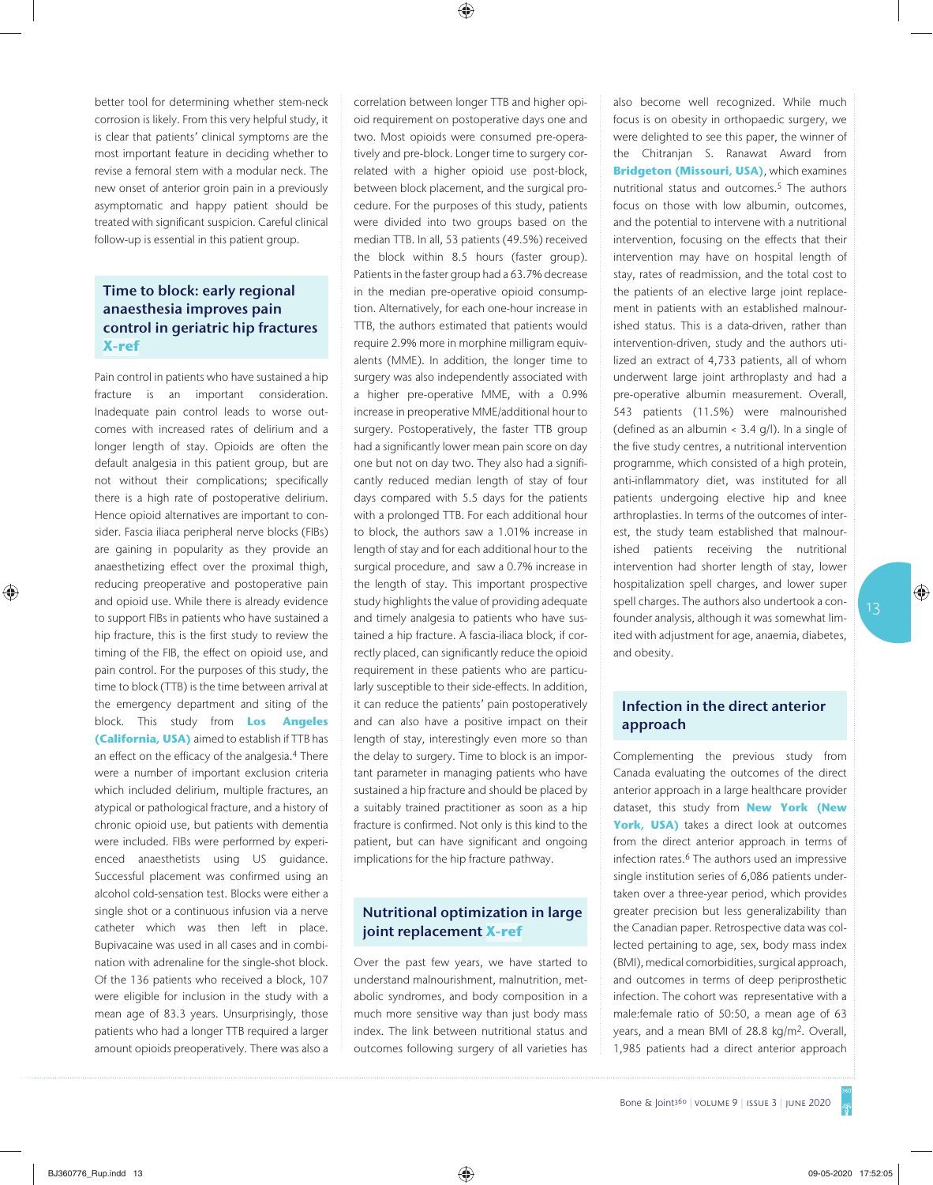better tool for determining whether stem-neck corrosion is likely. From this very helpful study, it is clear that patients' clinical symptoms are the most important feature in deciding whether to revise a femoral stem with a modular neck. The new onset of anterior groin pain in a previously asymptomatic and happy patient should be treated with significant suspicion. Careful clinical follow-up is essential in this patient group.

## Time to block: early regional anaesthesia improves pain control in geriatric hip fractures X-ref

Pain control in patients who have sustained a hip fracture is an important consideration. Inadequate pain control leads to worse outcomes with increased rates of delirium and a longer length of stay. Opioids are often the default analgesia in this patient group, but are not without their complications; specifically there is a high rate of postoperative delirium. Hence opioid alternatives are important to consider. Fascia iliaca peripheral nerve blocks (FIBs) are gaining in popularity as they provide an anaesthetizing effect over the proximal thigh, reducing preoperative and postoperative pain and opioid use. While there is already evidence to support FIBs in patients who have sustained a hip fracture, this is the first study to review the timing of the FIB, the effect on opioid use, and pain control. For the purposes of this study, the time to block (TTB) is the time between arrival at the emergency department and siting of the block. This study from **Los Angeles (California, USA)** aimed to establish if TTB has an effect on the efficacy of the analgesia.[4] There were a number of important exclusion criteria which included delirium, multiple fractures, an atypical or pathological fracture, and a history of chronic opioid use, but patients with dementia were included. FIBs were performed by experienced anaesthetists using US guidance. Successful placement was confirmed using an alcohol cold-sensation test. Blocks were either a single shot or a continuous infusion via a nerve catheter which was then left in place. Bupivacaine was used in all cases and in combination with adrenaline for the single-shot block. Of the 136 patients who received a block, 107 were eligible for inclusion in the study with a mean age of 83.3 years. Unsurprisingly, those patients who had a longer TTB required a larger amount opioids preoperatively. There was also a correlation between longer TTB and higher opioid requirement on postoperative days one and two. Most opioids were consumed pre-operatively and pre-block. Longer time to surgery correlated with a higher opioid use post-block, between block placement, and the surgical procedure. For the purposes of this study, patients were divided into two groups based on the median TTB. In all, 53 patients (49.5%) received the block within 8.5 hours (faster group). Patients in the faster group had a 63.7% decrease in the median pre-operative opioid consumption. Alternatively, for each one-hour increase in TTB, the authors estimated that patients would require 2.9% more in morphine milligram equivalents (MME). In addition, the longer time to surgery was also independently associated with a higher pre-operative MME, with a 0.9% increase in preoperative MME/additional hour to surgery. Postoperatively, the faster TTB group had a significantly lower mean pain score on day one but not on day two. They also had a significantly reduced median length of stay of four days compared with 5.5 days for the patients with a prolonged TTB. For each additional hour to block, the authors saw a 1.01% increase in length of stay and for each additional hour to the surgical procedure, and saw a 0.7% increase in the length of stay. This important prospective study highlights the value of providing adequate and timely analgesia to patients who have sustained a hip fracture. A fascia-iliaca block, if correctly placed, can significantly reduce the opioid requirement in these patients who are particularly susceptible to their side-effects. In addition, it can reduce the patients' pain postoperatively and can also have a positive impact on their length of stay, interestingly even more so than the delay to surgery. Time to block is an important parameter in managing patients who have sustained a hip fracture and should be placed by a suitably trained practitioner as soon as a hip fracture is confirmed. Not only is this kind to the patient, but can have significant and ongoing implications for the hip fracture pathway.

## Nutritional optimization in large joint replacement X-ref

Over the past few years, we have started to understand malnourishment, malnutrition, metabolic syndromes, and body composition in a much more sensitive way than just body mass index. The link between nutritional status and outcomes following surgery of all varieties has also become well recognized. While much focus is on obesity in orthopaedic surgery, we were delighted to see this paper, the winner of the Chitranjan S. Ranawat Award from **Bridgeton (Missouri, USA)**, which examines nutritional status and outcomes.[5] The authors focus on those with low albumin, outcomes, and the potential to intervene with a nutritional intervention, focusing on the effects that their intervention may have on hospital length of stay, rates of readmission, and the total cost to the patients of an elective large joint replacement in patients with an established malnourished status. This is a data-driven, rather than intervention-driven, study and the authors utilized an extract of 4,733 patients, all of whom underwent large joint arthroplasty and had a pre-operative albumin measurement. Overall, 543 patients (11.5%) were malnourished (defined as an albumin < 3.4 g/l). In a single of the five study centres, a nutritional intervention programme, which consisted of a high protein, anti-inflammatory diet, was instituted for all patients undergoing elective hip and knee arthroplasties. In terms of the outcomes of interest, the study team established that malnourished patients receiving the nutritional intervention had shorter length of stay, lower hospitalization spell charges, and lower super spell charges. The authors also undertook a confounder analysis, although it was somewhat limited with adjustment for age, anaemia, diabetes, and obesity.

## Infection in the direct anterior approach

Complementing the previous study from Canada evaluating the outcomes of the direct anterior approach in a large healthcare provider dataset, this study from **New York (New York, USA)** takes a direct look at outcomes from the direct anterior approach in terms of infection rates.[6] The authors used an impressive single institution series of 6,086 patients undertaken over a three-year period, which provides greater precision but less generalizability than the Canadian paper. Retrospective data was collected pertaining to age, sex, body mass index (BMI), medical comorbidities, surgical approach, and outcomes in terms of deep periprosthetic infection. The cohort was representative with a male:female ratio of 50:50, a mean age of 63 years, and a mean BMI of 28.8 kg/m$^2$. Overall, 1,985 patients had a direct anterior approach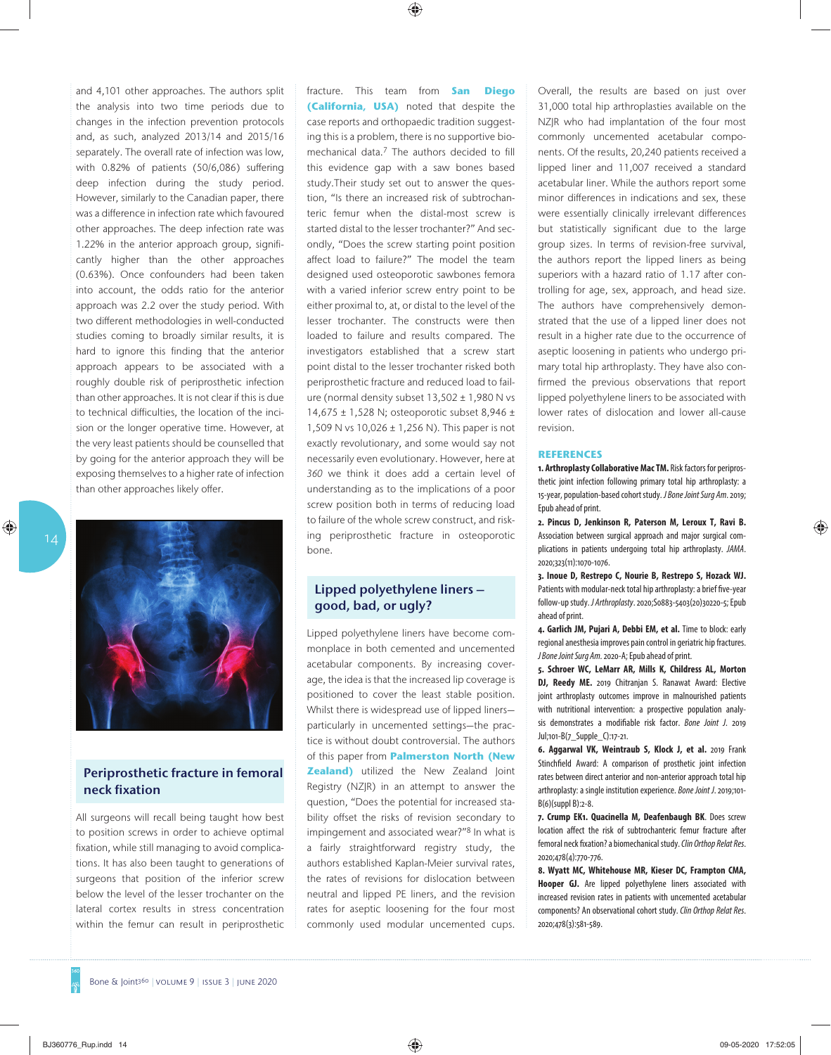and 4,101 other approaches. The authors split the analysis into two time periods due to changes in the infection prevention protocols and, as such, analyzed 2013/14 and 2015/16 separately. The overall rate of infection was low, with 0.82% of patients (50/6,086) suffering deep infection during the study period. However, similarly to the Canadian paper, there was a difference in infection rate which favoured other approaches. The deep infection rate was 1.22% in the anterior approach group, significantly higher than the other approaches (0.63%). Once confounders had been taken into account, the odds ratio for the anterior approach was 2.2 over the study period. With two different methodologies in well-conducted studies coming to broadly similar results, it is hard to ignore this finding that the anterior approach appears to be associated with a roughly double risk of periprosthetic infection than other approaches. It is not clear if this is due to technical difficulties, the location of the incision or the longer operative time. However, at the very least patients should be counselled that by going for the anterior approach they will be exposing themselves to a higher rate of infection than other approaches likely offer.

## Periprosthetic fracture in femoral neck fixation

All surgeons will recall being taught how best to position screws in order to achieve optimal fixation, while still managing to avoid complications. It has also been taught to generations of surgeons that position of the inferior screw below the level of the lesser trochanter on the lateral cortex results in stress concentration within the femur can result in periprosthetic fracture. This team from **San Diego (California, USA)** noted that despite the case reports and orthopaedic tradition suggesting this is a problem, there is no supportive biomechanical data.[7] The authors decided to fill this evidence gap with a saw bones based study.Their study set out to answer the question, "Is there an increased risk of subtrochanteric femur when the distal-most screw is started distal to the lesser trochanter?" And secondly, "Does the screw starting point position affect load to failure?" The model the team designed used osteoporotic sawbones femora with a varied inferior screw entry point to be either proximal to, at, or distal to the level of the lesser trochanter. The constructs were then loaded to failure and results compared. The investigators established that a screw start point distal to the lesser trochanter risked both periprosthetic fracture and reduced load to failure (normal density subset 13,502 ± 1,980 N vs 14,675 ± 1,528 N; osteoporotic subset 8,946 ± 1,509 N vs 10,026 ± 1,256 N). This paper is not exactly revolutionary, and some would say not necessarily even evolutionary. However, here at *360* we think it does add a certain level of understanding as to the implications of a poor screw position both in terms of reducing load to failure of the whole screw construct, and risking periprosthetic fracture in osteoporotic bone.

## Lipped polyethylene liners – good, bad, or ugly?

Lipped polyethylene liners have become commonplace in both cemented and uncemented acetabular components. By increasing coverage, the idea is that the increased lip coverage is positioned to cover the least stable position. Whilst there is widespread use of lipped liners—particularly in uncemented settings—the practice is without doubt controversial. The authors of this paper from **Palmerston North (New Zealand)** utilized the New Zealand Joint Registry (NZJR) in an attempt to answer the question, "Does the potential for increased stability offset the risks of revision secondary to impingement and associated wear?"[8] In what is a fairly straightforward registry study, the authors established Kaplan-Meier survival rates, the rates of revisions for dislocation between neutral and lipped PE liners, and the revision rates for aseptic loosening for the four most commonly used modular uncemented cups. Overall, the results are based on just over 31,000 total hip arthroplasties available on the NZJR who had implantation of the four most commonly uncemented acetabular components. Of the results, 20,240 patients received a lipped liner and 11,007 received a standard acetabular liner. While the authors report some minor differences in indications and sex, these were essentially clinically irrelevant differences but statistically significant due to the large group sizes. In terms of revision-free survival, the authors report the lipped liners as being superiors with a hazard ratio of 1.17 after controlling for age, sex, approach, and head size. The authors have comprehensively demonstrated that the use of a lipped liner does not result in a higher rate due to the occurrence of aseptic loosening in patients who undergo primary total hip arthroplasty. They have also confirmed the previous observations that report lipped polyethylene liners to be associated with lower rates of dislocation and lower all-cause revision.

## REFERENCES

1. **Arthroplasty Collaborative Mac TM.** Risk factors for periprosthetic joint infection following primary total hip arthroplasty: a 15-year, population-based cohort study. *J Bone Joint Surg Am*. 2019; Epub ahead of print.
2. **Pincus D, Jenkinson R, Paterson M, Leroux T, Ravi B.** Association between surgical approach and major surgical complications in patients undergoing total hip arthroplasty. *JAMA*. 2020;323(11):1070-1076.
3. **Inoue D, Restrepo C, Nourie B, Restrepo S, Hozack WJ.** Patients with modular-neck total hip arthroplasty: a brief five-year follow-up study. *J Arthroplasty*. 2020;S0883-5403(20)30220-5; Epub ahead of print.
4. **Garlich JM, Pujari A, Debbi EM, et al.** Time to block: early regional anesthesia improves pain control in geriatric hip fractures. *J Bone Joint Surg Am*. 2020-A; Epub ahead of print.
5. **Schroer WC, LeMarr AR, Mills K, Childress AL, Morton DJ, Reedy ME.** 2019 Chitranjan S. Ranawat Award: Elective joint arthroplasty outcomes improve in malnourished patients with nutritional intervention: a prospective population analysis demonstrates a modifiable risk factor. *Bone Joint J*. 2019 Jul;101-B(7_Supple_C):17-21.
6. **Aggarwal VK, Weintraub S, Klock J, et al.** 2019 Frank Stinchfield Award: A comparison of prosthetic joint infection rates between direct anterior and non-anterior approach total hip arthroplasty: a single institution experience. *Bone Joint J*. 2019;101-B(6)(suppl B):2-8.
7. **Crump EK1. Quacinella M, Deafenbaugh BK.** Does screw location affect the risk of subtrochanteric femur fracture after femoral neck fixation? a biomechanical study. *Clin Orthop Relat Res*. 2020;478(4):770-776.
8. **Wyatt MC, Whitehouse MR, Kieser DC, Frampton CMA, Hooper GJ.** Are lipped polyethylene liners associated with increased revision rates in patients with uncemented acetabular components? An observational cohort study. *Clin Orthop Relat Res*. 2020;478(3):581-589.